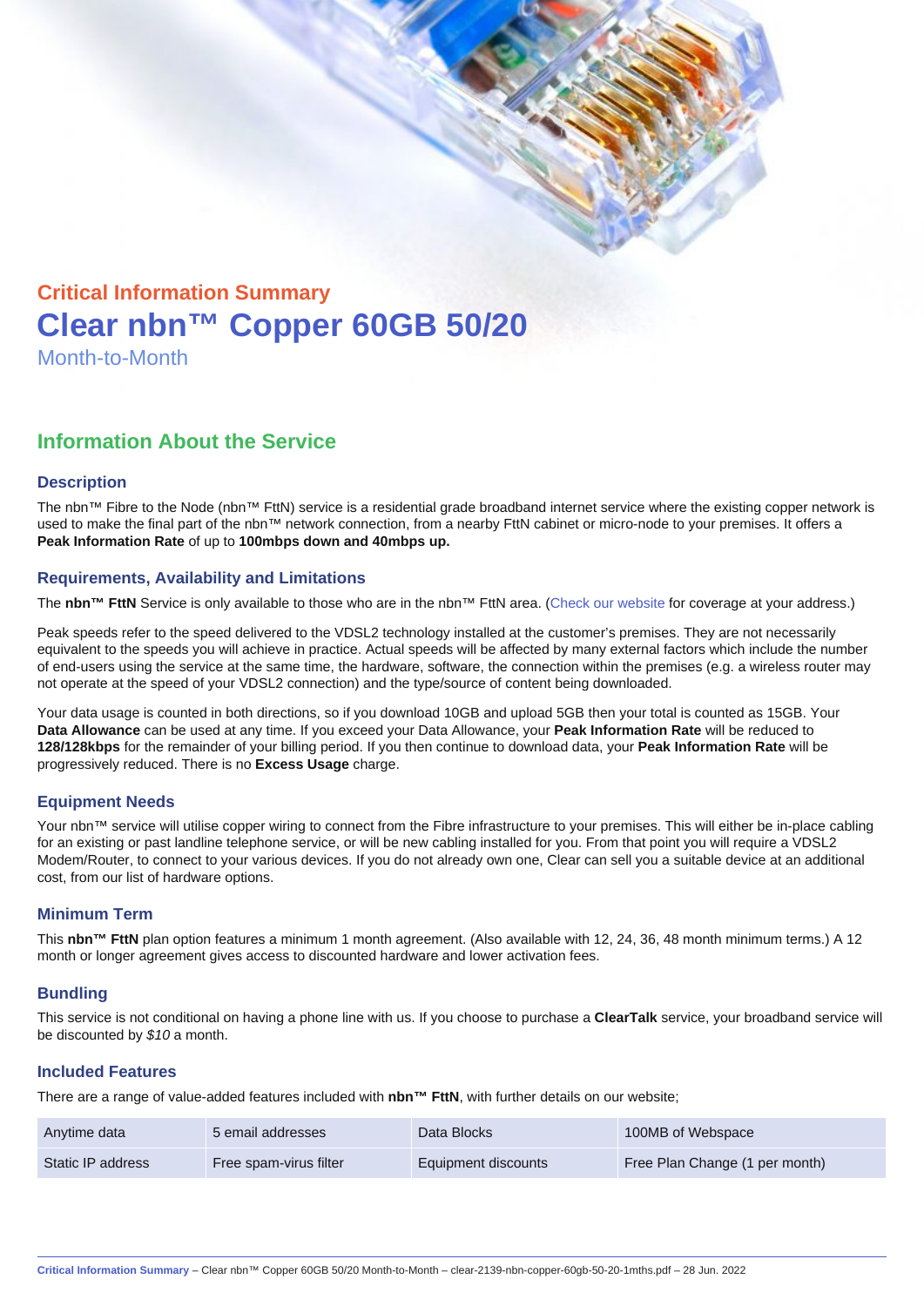### Critical Information Summary

# Clear nbn™ Copper 60GB 50/20

Month-to-Month

## Information About the Service

### Description

The nbn™ Fibre to the Node (nbn™ FttN) service is a residential grade broadband internet service where the existing copper network is used to make the final part of the nbn™ network connection, from a nearby FttN cabinet or micro-node to your premises. It offers a **Peak Information Rate** of up to **100mbps down and 40mbps up.**

### Requirements, Availability and Limitations

The **nbn™ FttN** Service is only available to those who are in the nbn™ FttN area. (Check our website for coverage at your address.)

Peak speeds refer to the speed delivered to the VDSL2 technology installed at the customer's premises. They are not necessarily equivalent to the speeds you will achieve in practice. Actual speeds will be affected by many external factors which include the number of end-users using the service at the same time, the hardware, software, the connection within the premises (e.g. a wireless router may not operate at the speed of your VDSL2 connection) and the type/source of content being downloaded.

Your data usage is counted in both directions, so if you download 10GB and upload 5GB then your total is counted as 15GB. Your **Data Allowance** can be used at any time. If you exceed your Data Allowance, your **Peak Information Rate** will be reduced to **128/128kbps** for the remainder of your billing period. If you then continue to download data, your **Peak Information Rate** will be progressively reduced. There is no **Excess Usage** charge.

### Equipment Needs

Your nbn™ service will utilise copper wiring to connect from the Fibre infrastructure to your premises. This will either be in-place cabling for an existing or past landline telephone service, or will be new cabling installed for you. From that point you will require a VDSL2 Modem/Router, to connect to your various devices. If you do not already own one, Clear can sell you a suitable device at an additional cost, from our list of hardware options.

### Minimum Term

This **nbn™ FttN** plan option features a minimum 1 month agreement. (Also available with 12, 24, 36, 48 month minimum terms.) A 12 month or longer agreement gives access to discounted hardware and lower activation fees.

### Bundling

This service is not conditional on having a phone line with us. If you choose to purchase a **ClearTalk** service, your broadband service will be discounted by *$10* a month.

### Included Features

There are a range of value-added features included with **nbn™ FttN**, with further details on our website;

| | | | |
|---|---|---|---|
| Anytime data | 5 email addresses | Data Blocks | 100MB of Webspace |
| Static IP address | Free spam-virus filter | Equipment discounts | Free Plan Change (1 per month) |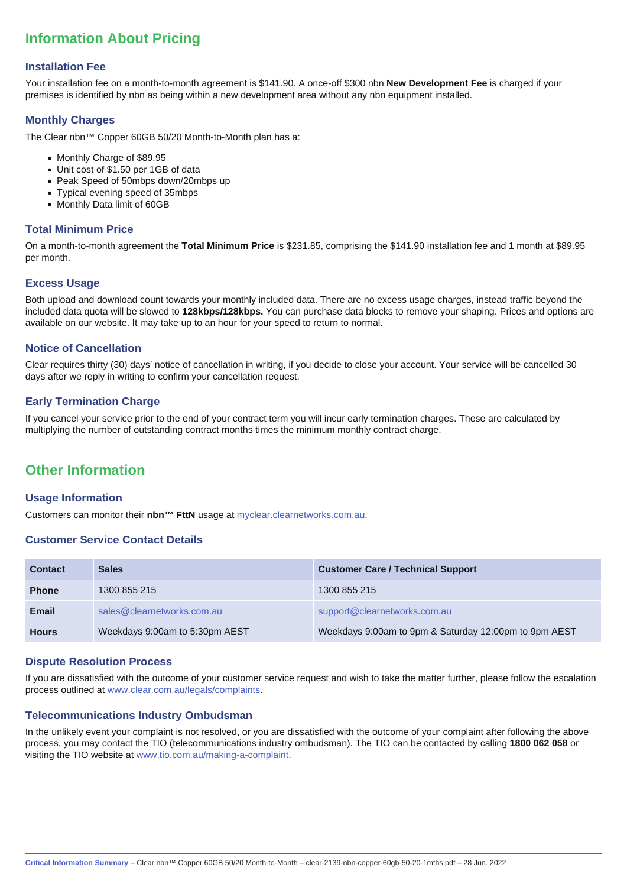# Information About Pricing

## Installation Fee

Your installation fee on a month-to-month agreement is $141.90. A once-off $300 nbn **New Development Fee** is charged if your premises is identified by nbn as being within a new development area without any nbn equipment installed.

## Monthly Charges

The Clear nbn™ Copper 60GB 50/20 Month-to-Month plan has a:

- Monthly Charge of $89.95
- Unit cost of $1.50 per 1GB of data
- Peak Speed of 50mbps down/20mbps up
- Typical evening speed of 35mbps
- Monthly Data limit of 60GB

## Total Minimum Price

On a month-to-month agreement the **Total Minimum Price** is $231.85, comprising the $141.90 installation fee and 1 month at $89.95 per month.

## Excess Usage

Both upload and download count towards your monthly included data. There are no excess usage charges, instead traffic beyond the included data quota will be slowed to **128kbps/128kbps.** You can purchase data blocks to remove your shaping. Prices and options are available on our website. It may take up to an hour for your speed to return to normal.

## Notice of Cancellation

Clear requires thirty (30) days' notice of cancellation in writing, if you decide to close your account. Your service will be cancelled 30 days after we reply in writing to confirm your cancellation request.

## Early Termination Charge

If you cancel your service prior to the end of your contract term you will incur early termination charges. These are calculated by multiplying the number of outstanding contract months times the minimum monthly contract charge.

# Other Information

## Usage Information

Customers can monitor their **nbn™ FttN** usage at myclear.clearnetworks.com.au.

## Customer Service Contact Details

| Contact | Sales | Customer Care / Technical Support |
|---|---|---|
| **Phone** | 1300 855 215 | 1300 855 215 |
| **Email** | sales@clearnetworks.com.au | support@clearnetworks.com.au |
| **Hours** | Weekdays 9:00am to 5:30pm AEST | Weekdays 9:00am to 9pm & Saturday 12:00pm to 9pm AEST |

## Dispute Resolution Process

If you are dissatisfied with the outcome of your customer service request and wish to take the matter further, please follow the escalation process outlined at www.clear.com.au/legals/complaints.

## Telecommunications Industry Ombudsman

In the unlikely event your complaint is not resolved, or you are dissatisfied with the outcome of your complaint after following the above process, you may contact the TIO (telecommunications industry ombudsman). The TIO can be contacted by calling **1800 062 058** or visiting the TIO website at www.tio.com.au/making-a-complaint.